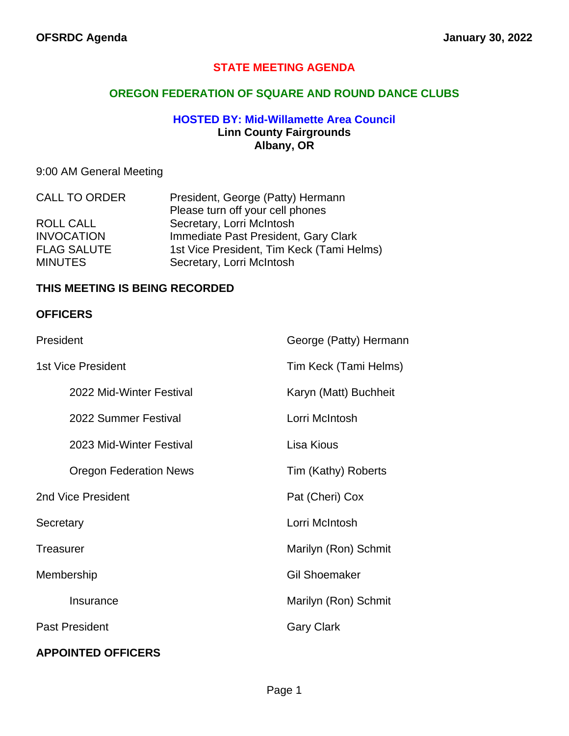# STATE MEETING AGENDA

## OREGON FEDERATION OF SQUARE AND ROUND DANCE CLUBS

### HOSTED BY: Mid-Willamette Area Council

**Linn County Fairgrounds**
**Albany, OR**

9:00 AM General Meeting

| | |
|---|---|
| CALL TO ORDER | President, George (Patty) Hermann<br>Please turn off your cell phones |
| ROLL CALL | Secretary, Lorri McIntosh |
| INVOCATION | Immediate Past President, Gary Clark |
| FLAG SALUTE | 1st Vice President, Tim Keck (Tami Helms) |
| MINUTES | Secretary, Lorri McIntosh |

**THIS MEETING IS BEING RECORDED**

**OFFICERS**

| | |
|---|---|
| President | George (Patty) Hermann |
| 1st Vice President | Tim Keck (Tami Helms) |
| &nbsp;&nbsp;&nbsp;&nbsp;2022 Mid-Winter Festival | Karyn (Matt) Buchheit |
| &nbsp;&nbsp;&nbsp;&nbsp;2022 Summer Festival | Lorri McIntosh |
| &nbsp;&nbsp;&nbsp;&nbsp;2023 Mid-Winter Festival | Lisa Kious |
| &nbsp;&nbsp;&nbsp;&nbsp;Oregon Federation News | Tim (Kathy) Roberts |
| 2nd Vice President | Pat (Cheri) Cox |
| Secretary | Lorri McIntosh |
| Treasurer | Marilyn (Ron) Schmit |
| Membership | Gil Shoemaker |
| &nbsp;&nbsp;&nbsp;&nbsp;Insurance | Marilyn (Ron) Schmit |
| Past President | Gary Clark |

**APPOINTED OFFICERS**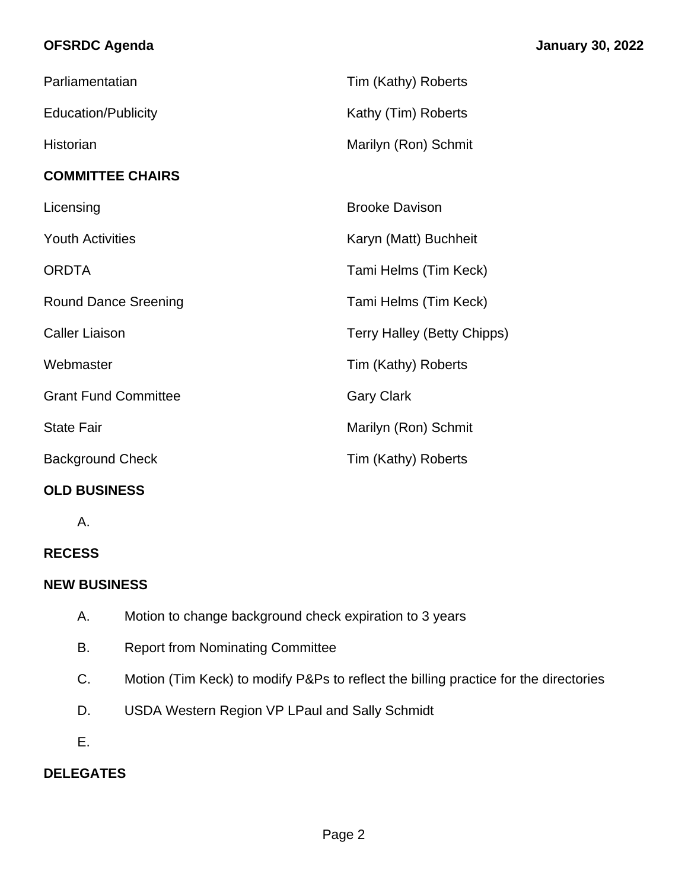| | |
|---|---|
| Parliamentatian | Tim (Kathy) Roberts |
| Education/Publicity | Kathy (Tim) Roberts |
| Historian | Marilyn (Ron) Schmit |

**COMMITTEE CHAIRS**

| | |
|---|---|
| Licensing | Brooke Davison |
| Youth Activities | Karyn (Matt) Buchheit |
| ORDTA | Tami Helms (Tim Keck) |
| Round Dance Sreening | Tami Helms (Tim Keck) |
| Caller Liaison | Terry Halley (Betty Chipps) |
| Webmaster | Tim (Kathy) Roberts |
| Grant Fund Committee | Gary Clark |
| State Fair | Marilyn (Ron) Schmit |
| Background Check | Tim (Kathy) Roberts |

**OLD BUSINESS**

A.

**RECESS**

**NEW BUSINESS**

A. Motion to change background check expiration to 3 years

B. Report from Nominating Committee

C. Motion (Tim Keck) to modify P&Ps to reflect the billing practice for the directories

D. USDA Western Region VP LPaul and Sally Schmidt

E.

**DELEGATES**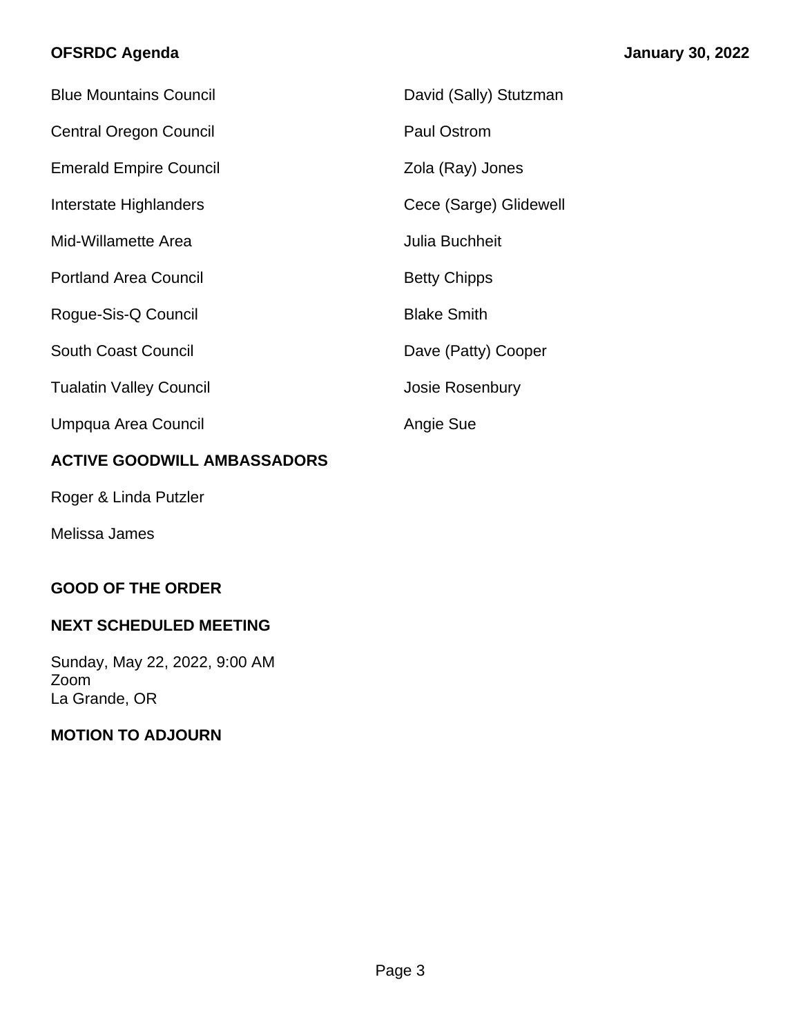| | |
|---|---|
| Blue Mountains Council | David (Sally) Stutzman |
| Central Oregon Council | Paul Ostrom |
| Emerald Empire Council | Zola (Ray) Jones |
| Interstate Highlanders | Cece (Sarge) Glidewell |
| Mid-Willamette Area | Julia Buchheit |
| Portland Area Council | Betty Chipps |
| Rogue-Sis-Q Council | Blake Smith |
| South Coast Council | Dave (Patty) Cooper |
| Tualatin Valley Council | Josie Rosenbury |
| Umpqua Area Council | Angie Sue |

**ACTIVE GOODWILL AMBASSADORS**

Roger & Linda Putzler

Melissa James

**GOOD OF THE ORDER**

**NEXT SCHEDULED MEETING**

Sunday, May 22, 2022, 9:00 AM
Zoom
La Grande, OR

**MOTION TO ADJOURN**